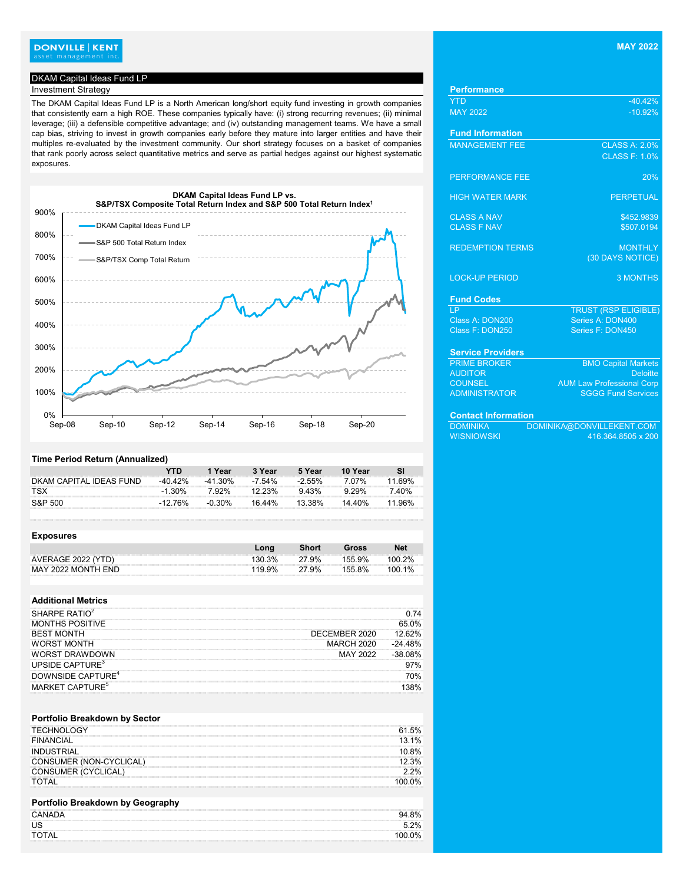DONVILLE | KENT
asset management inc.

**MAY 2022**

## DKAM Capital Ideas Fund LP

### Investment Strategy

The DKAM Capital Ideas Fund LP is a North American long/short equity fund investing in growth companies that consistently earn a high ROE. These companies typically have: (i) strong recurring revenues; (ii) minimal leverage; (iii) a defensible competitive advantage; and (iv) outstanding management teams. We have a small cap bias, striving to invest in growth companies early before they mature into larger entities and have their multiples re-evaluated by the investment community. Our short strategy focuses on a basket of companies that rank poorly across select quantitative metrics and serve as partial hedges against our highest systematic exposures.

**DKAM Capital Ideas Fund LP vs. S&P/TSX Composite Total Return Index and S&P 500 Total Return Index[1]**

(Chart legend: DKAM Capital Ideas Fund LP; S&P 500 Total Return Index; S&P/TSX Comp Total Return. Y-axis: 0% to 900%. X-axis: Sep-08 to Sep-20.)

### Time Period Return (Annualized)

| | YTD | 1 Year | 3 Year | 5 Year | 10 Year | SI |
|---|---|---|---|---|---|---|
| DKAM CAPITAL IDEAS FUND | -40.42% | -41.30% | -7.54% | -2.55% | 7.07% | 11.69% |
| TSX | -1.30% | 7.92% | 12.23% | 9.43% | 9.29% | 7.40% |
| S&P 500 | -12.76% | -0.30% | 16.44% | 13.38% | 14.40% | 11.96% |

### Exposures

| | Long | Short | Gross | Net |
|---|---|---|---|---|
| AVERAGE 2022 (YTD) | 130.3% | 27.9% | 155.9% | 100.2% |
| MAY 2022 MONTH END | 119.9% | 27.9% | 155.8% | 100.1% |

### Additional Metrics

| | | |
|---|---|---|
| SHARPE RATIO[2] | | 0.74 |
| MONTHS POSITIVE | | 65.0% |
| BEST MONTH | DECEMBER 2020 | 12.62% |
| WORST MONTH | MARCH 2020 | -24.48% |
| WORST DRAWDOWN | MAY 2022 | -38.08% |
| UPSIDE CAPTURE[3] | | 97% |
| DOWNSIDE CAPTURE[4] | | 70% |
| MARKET CAPTURE[5] | | 138% |

### Portfolio Breakdown by Sector

| | |
|---|---|
| TECHNOLOGY | 61.5% |
| FINANCIAL | 13.1% |
| INDUSTRIAL | 10.8% |
| CONSUMER (NON-CYCLICAL) | 12.3% |
| CONSUMER (CYCLICAL) | 2.2% |
| TOTAL | 100.0% |

### Portfolio Breakdown by Geography

| | |
|---|---|
| CANADA | 94.8% |
| US | 5.2% |
| TOTAL | 100.0% |

### Performance

| | |
|---|---|
| YTD | -40.42% |
| MAY 2022 | -10.92% |

### Fund Information

| | |
|---|---|
| MANAGEMENT FEE | CLASS A: 2.0%<br>CLASS F: 1.0% |
| PERFORMANCE FEE | 20% |
| HIGH WATER MARK | PERPETUAL |
| CLASS A NAV | $452.9839 |
| CLASS F NAV | $507.0194 |
| REDEMPTION TERMS | MONTHLY (30 DAYS NOTICE) |
| LOCK-UP PERIOD | 3 MONTHS |

### Fund Codes

| LP | TRUST (RSP ELIGIBLE) |
|---|---|
| Class A: DON200 | Series A: DON400 |
| Class F: DON250 | Series F: DON450 |

### Service Providers

| | |
|---|---|
| PRIME BROKER | BMO Capital Markets |
| AUDITOR | Deloitte |
| COUNSEL | AUM Law Professional Corp |
| ADMINISTRATOR | SGGG Fund Services |

### Contact Information

DOMINIKA WISNIOWSKI
DOMINIKA@DONVILLEKENT.COM
416.364.8505 x 200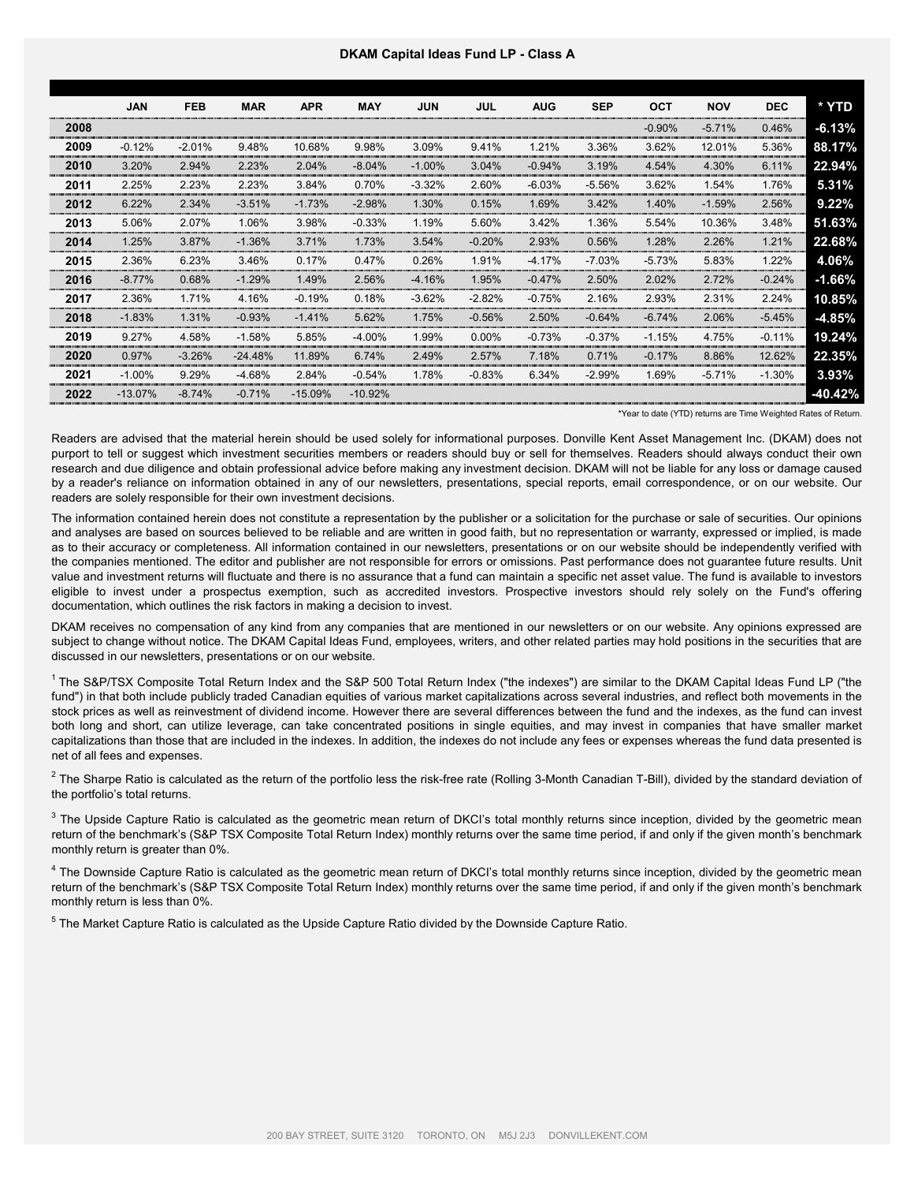## DKAM Capital Ideas Fund LP - Class A

| | JAN | FEB | MAR | APR | MAY | JUN | JUL | AUG | SEP | OCT | NOV | DEC | * YTD |
|---|---|---|---|---|---|---|---|---|---|---|---|---|---|
| 2008 | | | | | | | | | | -0.90% | -5.71% | 0.46% | -6.13% |
| 2009 | -0.12% | -2.01% | 9.48% | 10.68% | 9.98% | 3.09% | 9.41% | 1.21% | 3.36% | 3.62% | 12.01% | 5.36% | 88.17% |
| 2010 | 3.20% | 2.94% | 2.23% | 2.04% | -8.04% | -1.00% | 3.04% | -0.94% | 3.19% | 4.54% | 4.30% | 6.11% | 22.94% |
| 2011 | 2.25% | 2.23% | 2.23% | 3.84% | 0.70% | -3.32% | 2.60% | -6.03% | -5.56% | 3.62% | 1.54% | 1.76% | 5.31% |
| 2012 | 6.22% | 2.34% | -3.51% | -1.73% | -2.98% | 1.30% | 0.15% | 1.69% | 3.42% | 1.40% | -1.59% | 2.56% | 9.22% |
| 2013 | 5.06% | 2.07% | 1.06% | 3.98% | -0.33% | 1.19% | 5.60% | 3.42% | 1.36% | 5.54% | 10.36% | 3.48% | 51.63% |
| 2014 | 1.25% | 3.87% | -1.36% | 3.71% | 1.73% | 3.54% | -0.20% | 2.93% | 0.56% | 1.28% | 2.26% | 1.21% | 22.68% |
| 2015 | 2.36% | 6.23% | 3.46% | 0.17% | 0.47% | 0.26% | 1.91% | -4.17% | -7.03% | -5.73% | 5.83% | 1.22% | 4.06% |
| 2016 | -8.77% | 0.68% | -1.29% | 1.49% | 2.56% | -4.16% | 1.95% | -0.47% | 2.50% | 2.02% | 2.72% | -0.24% | -1.66% |
| 2017 | 2.36% | 1.71% | 4.16% | -0.19% | 0.18% | -3.62% | -2.82% | -0.75% | 2.16% | 2.93% | 2.31% | 2.24% | 10.85% |
| 2018 | -1.83% | 1.31% | -0.93% | -1.41% | 5.62% | 1.75% | -0.56% | 2.50% | -0.64% | -6.74% | 2.06% | -5.45% | -4.85% |
| 2019 | 9.27% | 4.58% | -1.58% | 5.85% | -4.00% | 1.99% | 0.00% | -0.73% | -0.37% | -1.15% | 4.75% | -0.11% | 19.24% |
| 2020 | 0.97% | -3.26% | -24.48% | 11.89% | 6.74% | 2.49% | 2.57% | 7.18% | 0.71% | -0.17% | 8.86% | 12.62% | 22.35% |
| 2021 | -1.00% | 9.29% | -4.68% | 2.84% | -0.54% | 1.78% | -0.83% | 6.34% | -2.99% | 1.69% | -5.71% | -1.30% | 3.93% |
| 2022 | -13.07% | -8.74% | -0.71% | -15.09% | -10.92% | | | | | | | | -40.42% |

*Year to date (YTD) returns are Time Weighted Rates of Return.

Readers are advised that the material herein should be used solely for informational purposes. Donville Kent Asset Management Inc. (DKAM) does not purport to tell or suggest which investment securities members or readers should buy or sell for themselves. Readers should always conduct their own research and due diligence and obtain professional advice before making any investment decision. DKAM will not be liable for any loss or damage caused by a reader's reliance on information obtained in any of our newsletters, presentations, special reports, email correspondence, or on our website. Our readers are solely responsible for their own investment decisions.

The information contained herein does not constitute a representation by the publisher or a solicitation for the purchase or sale of securities. Our opinions and analyses are based on sources believed to be reliable and are written in good faith, but no representation or warranty, expressed or implied, is made as to their accuracy or completeness. All information contained in our newsletters, presentations or on our website should be independently verified with the companies mentioned. The editor and publisher are not responsible for errors or omissions. Past performance does not guarantee future results. Unit value and investment returns will fluctuate and there is no assurance that a fund can maintain a specific net asset value. The fund is available to investors eligible to invest under a prospectus exemption, such as accredited investors. Prospective investors should rely solely on the Fund's offering documentation, which outlines the risk factors in making a decision to invest.

DKAM receives no compensation of any kind from any companies that are mentioned in our newsletters or on our website. Any opinions expressed are subject to change without notice. The DKAM Capital Ideas Fund, employees, writers, and other related parties may hold positions in the securities that are discussed in our newsletters, presentations or on our website.

[1] The S&P/TSX Composite Total Return Index and the S&P 500 Total Return Index ("the indexes") are similar to the DKAM Capital Ideas Fund LP ("the fund") in that both include publicly traded Canadian equities of various market capitalizations across several industries, and reflect both movements in the stock prices as well as reinvestment of dividend income. However there are several differences between the fund and the indexes, as the fund can invest both long and short, can utilize leverage, can take concentrated positions in single equities, and may invest in companies that have smaller market capitalizations than those that are included in the indexes. In addition, the indexes do not include any fees or expenses whereas the fund data presented is net of all fees and expenses.

[2] The Sharpe Ratio is calculated as the return of the portfolio less the risk-free rate (Rolling 3-Month Canadian T-Bill), divided by the standard deviation of the portfolio's total returns.

[3] The Upside Capture Ratio is calculated as the geometric mean return of DKCI's total monthly returns since inception, divided by the geometric mean return of the benchmark's (S&P TSX Composite Total Return Index) monthly returns over the same time period, if and only if the given month's benchmark monthly return is greater than 0%.

[4] The Downside Capture Ratio is calculated as the geometric mean return of DKCI's total monthly returns since inception, divided by the geometric mean return of the benchmark's (S&P TSX Composite Total Return Index) monthly returns over the same time period, if and only if the given month's benchmark monthly return is less than 0%.

[5] The Market Capture Ratio is calculated as the Upside Capture Ratio divided by the Downside Capture Ratio.

200 BAY STREET, SUITE 3120 TORONTO, ON M5J 2J3 DONVILLEKENT.COM